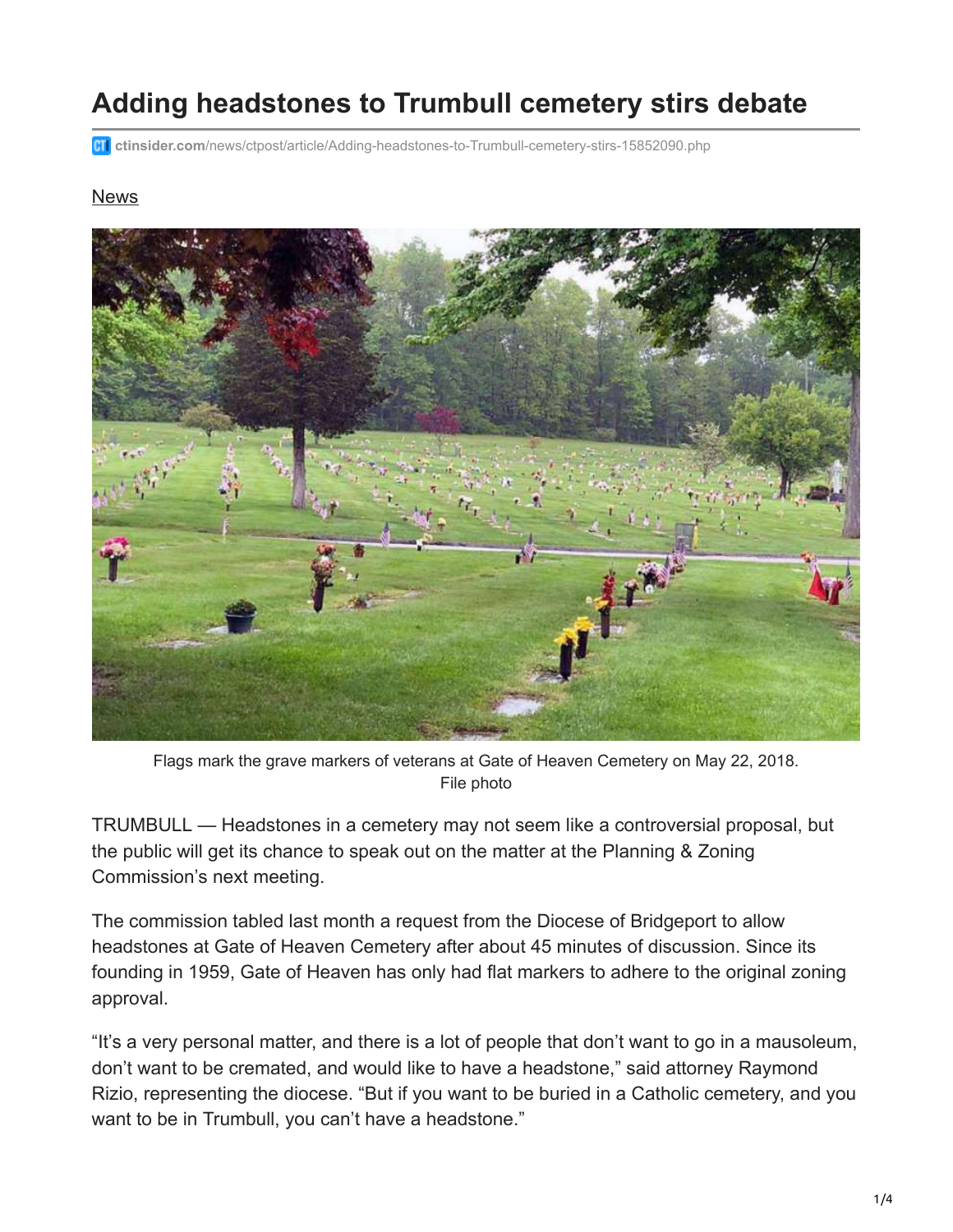# Adding headstones to Trumbull cemetery stirs debate

ctinsider.com/news/ctpost/article/Adding-headstones-to-Trumbull-cemetery-stirs-15852090.php

News

Flags mark the grave markers of veterans at Gate of Heaven Cemetery on May 22, 2018. File photo

TRUMBULL — Headstones in a cemetery may not seem like a controversial proposal, but the public will get its chance to speak out on the matter at the Planning & Zoning Commission's next meeting.

The commission tabled last month a request from the Diocese of Bridgeport to allow headstones at Gate of Heaven Cemetery after about 45 minutes of discussion. Since its founding in 1959, Gate of Heaven has only had flat markers to adhere to the original zoning approval.

"It's a very personal matter, and there is a lot of people that don't want to go in a mausoleum, don't want to be cremated, and would like to have a headstone," said attorney Raymond Rizio, representing the diocese. "But if you want to be buried in a Catholic cemetery, and you want to be in Trumbull, you can't have a headstone."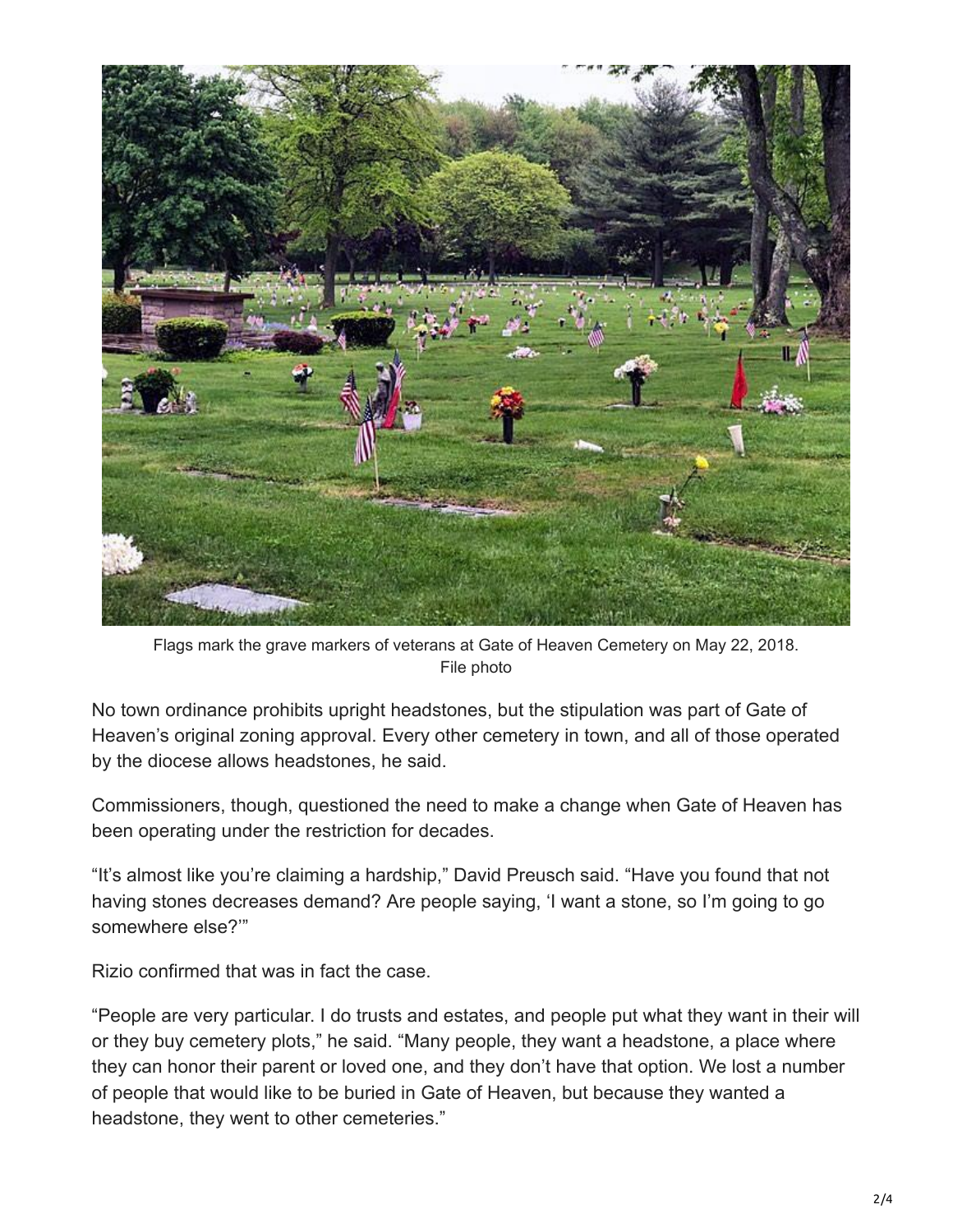Flags mark the grave markers of veterans at Gate of Heaven Cemetery on May 22, 2018.
File photo

No town ordinance prohibits upright headstones, but the stipulation was part of Gate of Heaven's original zoning approval. Every other cemetery in town, and all of those operated by the diocese allows headstones, he said.

Commissioners, though, questioned the need to make a change when Gate of Heaven has been operating under the restriction for decades.

"It's almost like you're claiming a hardship," David Preusch said. "Have you found that not having stones decreases demand? Are people saying, 'I want a stone, so I'm going to go somewhere else?'"

Rizio confirmed that was in fact the case.

"People are very particular. I do trusts and estates, and people put what they want in their will or they buy cemetery plots," he said. "Many people, they want a headstone, a place where they can honor their parent or loved one, and they don't have that option. We lost a number of people that would like to be buried in Gate of Heaven, but because they wanted a headstone, they went to other cemeteries."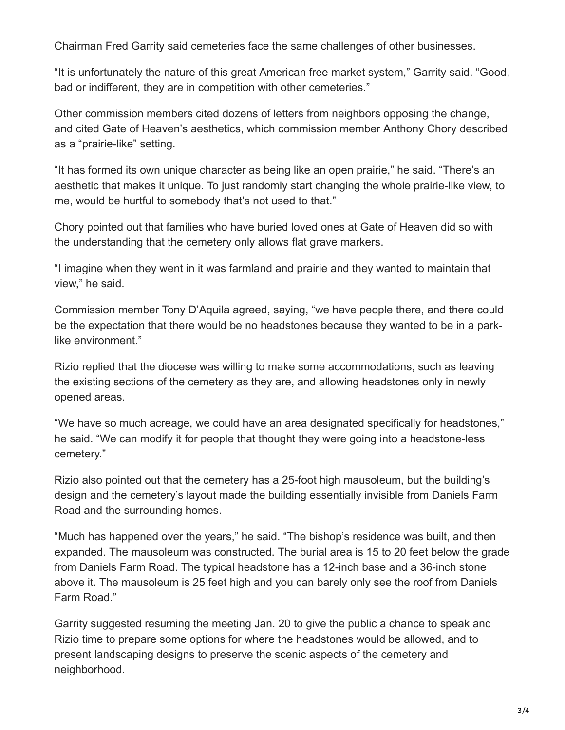Chairman Fred Garrity said cemeteries face the same challenges of other businesses.

“It is unfortunately the nature of this great American free market system,” Garrity said. “Good, bad or indifferent, they are in competition with other cemeteries.”

Other commission members cited dozens of letters from neighbors opposing the change, and cited Gate of Heaven’s aesthetics, which commission member Anthony Chory described as a “prairie-like” setting.

“It has formed its own unique character as being like an open prairie,” he said. “There’s an aesthetic that makes it unique. To just randomly start changing the whole prairie-like view, to me, would be hurtful to somebody that’s not used to that.”

Chory pointed out that families who have buried loved ones at Gate of Heaven did so with the understanding that the cemetery only allows flat grave markers.

“I imagine when they went in it was farmland and prairie and they wanted to maintain that view,” he said.

Commission member Tony D’Aquila agreed, saying, “we have people there, and there could be the expectation that there would be no headstones because they wanted to be in a park-like environment.”

Rizio replied that the diocese was willing to make some accommodations, such as leaving the existing sections of the cemetery as they are, and allowing headstones only in newly opened areas.

“We have so much acreage, we could have an area designated specifically for headstones,” he said. “We can modify it for people that thought they were going into a headstone-less cemetery.”

Rizio also pointed out that the cemetery has a 25-foot high mausoleum, but the building’s design and the cemetery’s layout made the building essentially invisible from Daniels Farm Road and the surrounding homes.

“Much has happened over the years,” he said. “The bishop’s residence was built, and then expanded. The mausoleum was constructed. The burial area is 15 to 20 feet below the grade from Daniels Farm Road. The typical headstone has a 12-inch base and a 36-inch stone above it. The mausoleum is 25 feet high and you can barely only see the roof from Daniels Farm Road.”

Garrity suggested resuming the meeting Jan. 20 to give the public a chance to speak and Rizio time to prepare some options for where the headstones would be allowed, and to present landscaping designs to preserve the scenic aspects of the cemetery and neighborhood.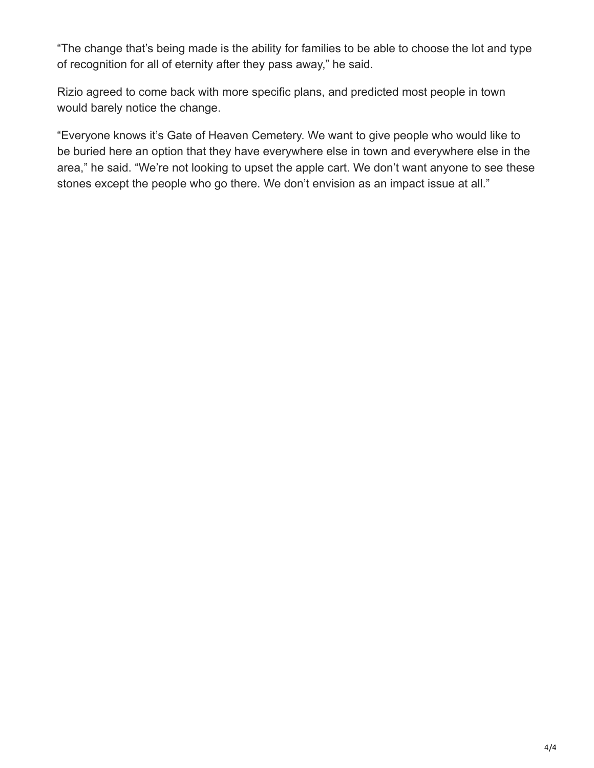“The change that’s being made is the ability for families to be able to choose the lot and type of recognition for all of eternity after they pass away,” he said.

Rizio agreed to come back with more specific plans, and predicted most people in town would barely notice the change.

“Everyone knows it’s Gate of Heaven Cemetery. We want to give people who would like to be buried here an option that they have everywhere else in town and everywhere else in the area,” he said. “We’re not looking to upset the apple cart. We don’t want anyone to see these stones except the people who go there. We don’t envision as an impact issue at all.”